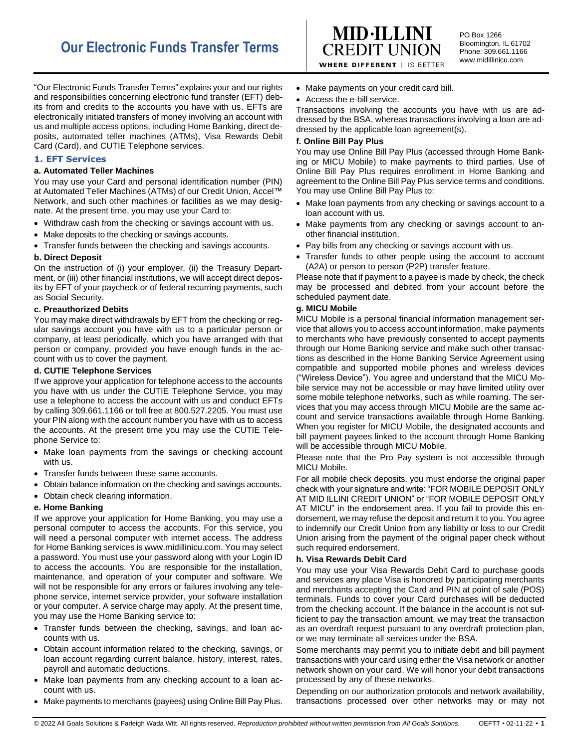# Our Electronic Funds Transfer Terms

MID·ILLINI CREDIT UNION
WHERE DIFFERENT | IS BETTER

PO Box 1266
Bloomington, IL 61702
Phone: 309.661.1166
www.midillinicu.com

"Our Electronic Funds Transfer Terms" explains your and our rights and responsibilities concerning electronic fund transfer (EFT) debits from and credits to the accounts you have with us. EFTs are electronically initiated transfers of money involving an account with us and multiple access options, including Home Banking, direct deposits, automated teller machines (ATMs), Visa Rewards Debit Card (Card), and CUTIE Telephone services.

## 1. EFT Services

### a. Automated Teller Machines

You may use your Card and personal identification number (PIN) at Automated Teller Machines (ATMs) of our Credit Union, Accel™ Network, and such other machines or facilities as we may designate. At the present time, you may use your Card to:

- Withdraw cash from the checking or savings account with us.
- Make deposits to the checking or savings accounts.
- Transfer funds between the checking and savings accounts.

### b. Direct Deposit

On the instruction of (i) your employer, (ii) the Treasury Department, or (iii) other financial institutions, we will accept direct deposits by EFT of your paycheck or of federal recurring payments, such as Social Security.

### c. Preauthorized Debits

You may make direct withdrawals by EFT from the checking or regular savings account you have with us to a particular person or company, at least periodically, which you have arranged with that person or company, provided you have enough funds in the account with us to cover the payment.

### d. CUTIE Telephone Services

If we approve your application for telephone access to the accounts you have with us under the CUTIE Telephone Service, you may use a telephone to access the account with us and conduct EFTs by calling 309.661.1166 or toll free at 800.527.2205. You must use your PIN along with the account number you have with us to access the accounts. At the present time you may use the CUTIE Telephone Service to:

- Make loan payments from the savings or checking account with us.
- Transfer funds between these same accounts.
- Obtain balance information on the checking and savings accounts.
- Obtain check clearing information.

### e. Home Banking

If we approve your application for Home Banking, you may use a personal computer to access the accounts. For this service, you will need a personal computer with internet access. The address for Home Banking services is www.midillinicu.com. You may select a password. You must use your password along with your Login ID to access the accounts. You are responsible for the installation, maintenance, and operation of your computer and software. We will not be responsible for any errors or failures involving any telephone service, internet service provider, your software installation or your computer. A service charge may apply. At the present time, you may use the Home Banking service to:

- Transfer funds between the checking, savings, and loan accounts with us.
- Obtain account information related to the checking, savings, or loan account regarding current balance, history, interest, rates, payroll and automatic deductions.
- Make loan payments from any checking account to a loan account with us.
- Make payments to merchants (payees) using Online Bill Pay Plus.
- Make payments on your credit card bill.
- Access the e-bill service.

Transactions involving the accounts you have with us are addressed by the BSA, whereas transactions involving a loan are addressed by the applicable loan agreement(s).

### f. Online Bill Pay Plus

You may use Online Bill Pay Plus (accessed through Home Banking or MICU Mobile) to make payments to third parties. Use of Online Bill Pay Plus requires enrollment in Home Banking and agreement to the Online Bill Pay Plus service terms and conditions. You may use Online Bill Pay Plus to:

- Make loan payments from any checking or savings account to a loan account with us.
- Make payments from any checking or savings account to another financial institution.
- Pay bills from any checking or savings account with us.
- Transfer funds to other people using the account to account (A2A) or person to person (P2P) transfer feature.

Please note that if payment to a payee is made by check, the check may be processed and debited from your account before the scheduled payment date.

### g. MICU Mobile

MICU Mobile is a personal financial information management service that allows you to access account information, make payments to merchants who have previously consented to accept payments through our Home Banking service and make such other transactions as described in the Home Banking Service Agreement using compatible and supported mobile phones and wireless devices ("Wireless Device"). You agree and understand that the MICU Mobile service may not be accessible or may have limited utility over some mobile telephone networks, such as while roaming. The services that you may access through MICU Mobile are the same account and service transactions available through Home Banking. When you register for MICU Mobile, the designated accounts and bill payment payees linked to the account through Home Banking will be accessible through MICU Mobile.

Please note that the Pro Pay system is not accessible through MICU Mobile.

For all mobile check deposits, you must endorse the original paper check with your signature and write: "FOR MOBILE DEPOSIT ONLY AT MID ILLINI CREDIT UNION" or "FOR MOBILE DEPOSIT ONLY AT MICU" in the endorsement area. If you fail to provide this endorsement, we may refuse the deposit and return it to you. You agree to indemnify our Credit Union from any liability or loss to our Credit Union arising from the payment of the original paper check without such required endorsement.

### h. Visa Rewards Debit Card

You may use your Visa Rewards Debit Card to purchase goods and services any place Visa is honored by participating merchants and merchants accepting the Card and PIN at point of sale (POS) terminals. Funds to cover your Card purchases will be deducted from the checking account. If the balance in the account is not sufficient to pay the transaction amount, we may treat the transaction as an overdraft request pursuant to any overdraft protection plan, or we may terminate all services under the BSA.

Some merchants may permit you to initiate debit and bill payment transactions with your card using either the Visa network or another network shown on your card. We will honor your debit transactions processed by any of these networks.

Depending on our authorization protocols and network availability, transactions processed over other networks may or may not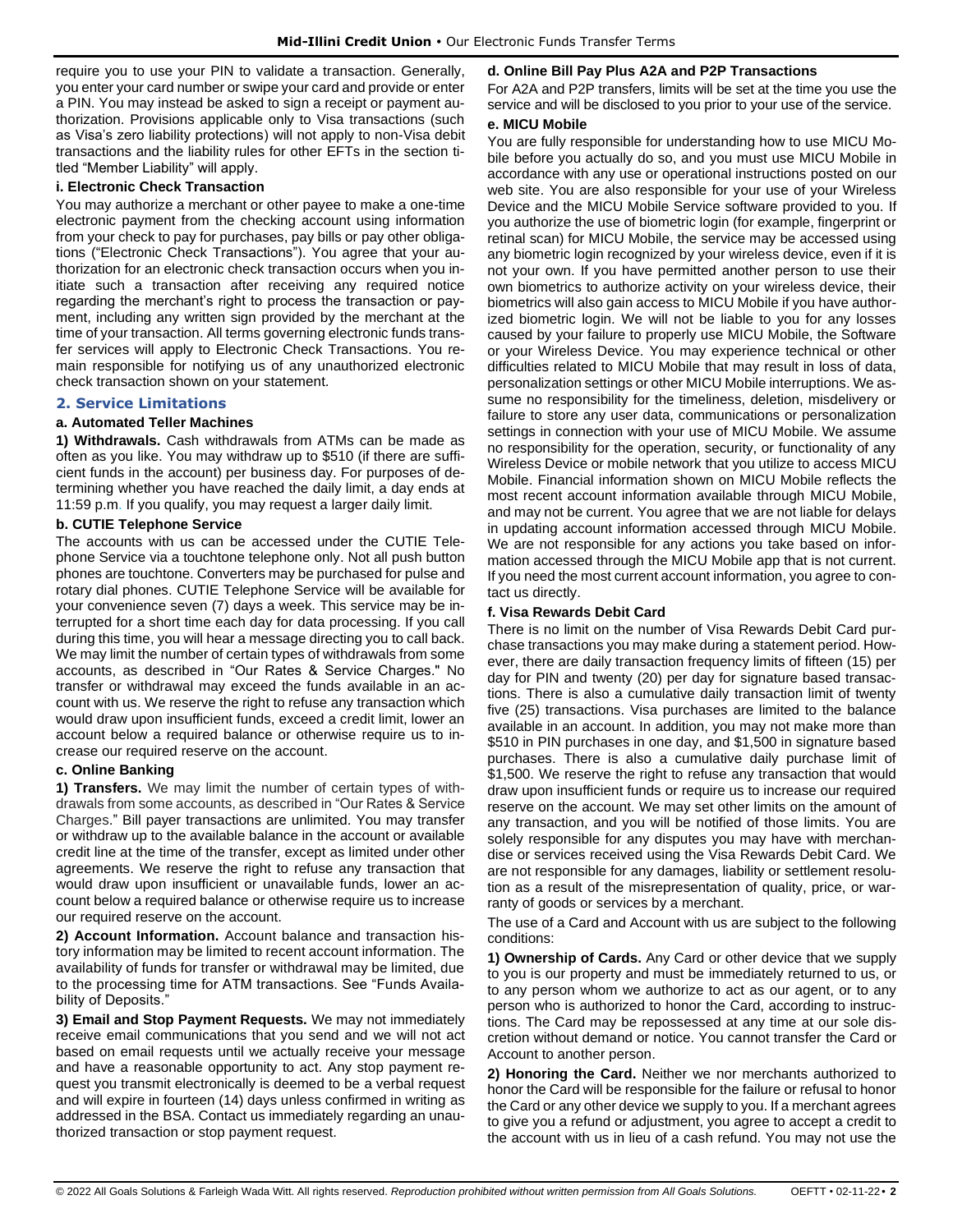require you to use your PIN to validate a transaction. Generally, you enter your card number or swipe your card and provide or enter a PIN. You may instead be asked to sign a receipt or payment authorization. Provisions applicable only to Visa transactions (such as Visa's zero liability protections) will not apply to non-Visa debit transactions and the liability rules for other EFTs in the section titled "Member Liability" will apply.

#### i. Electronic Check Transaction

You may authorize a merchant or other payee to make a one-time electronic payment from the checking account using information from your check to pay for purchases, pay bills or pay other obligations ("Electronic Check Transactions"). You agree that your authorization for an electronic check transaction occurs when you initiate such a transaction after receiving any required notice regarding the merchant's right to process the transaction or payment, including any written sign provided by the merchant at the time of your transaction. All terms governing electronic funds transfer services will apply to Electronic Check Transactions. You remain responsible for notifying us of any unauthorized electronic check transaction shown on your statement.

### 2. Service Limitations

#### a. Automated Teller Machines

**1) Withdrawals.** Cash withdrawals from ATMs can be made as often as you like. You may withdraw up to $510 (if there are sufficient funds in the account) per business day. For purposes of determining whether you have reached the daily limit, a day ends at 11:59 p.m. If you qualify, you may request a larger daily limit.

#### b. CUTIE Telephone Service

The accounts with us can be accessed under the CUTIE Telephone Service via a touchtone telephone only. Not all push button phones are touchtone. Converters may be purchased for pulse and rotary dial phones. CUTIE Telephone Service will be available for your convenience seven (7) days a week. This service may be interrupted for a short time each day for data processing. If you call during this time, you will hear a message directing you to call back. We may limit the number of certain types of withdrawals from some accounts, as described in "Our Rates & Service Charges." No transfer or withdrawal may exceed the funds available in an account with us. We reserve the right to refuse any transaction which would draw upon insufficient funds, exceed a credit limit, lower an account below a required balance or otherwise require us to increase our required reserve on the account.

#### c. Online Banking

**1) Transfers.** We may limit the number of certain types of withdrawals from some accounts, as described in "Our Rates & Service Charges." Bill payer transactions are unlimited. You may transfer or withdraw up to the available balance in the account or available credit line at the time of the transfer, except as limited under other agreements. We reserve the right to refuse any transaction that would draw upon insufficient or unavailable funds, lower an account below a required balance or otherwise require us to increase our required reserve on the account.

**2) Account Information.** Account balance and transaction history information may be limited to recent account information. The availability of funds for transfer or withdrawal may be limited, due to the processing time for ATM transactions. See "Funds Availability of Deposits."

**3) Email and Stop Payment Requests.** We may not immediately receive email communications that you send and we will not act based on email requests until we actually receive your message and have a reasonable opportunity to act. Any stop payment request you transmit electronically is deemed to be a verbal request and will expire in fourteen (14) days unless confirmed in writing as addressed in the BSA. Contact us immediately regarding an unauthorized transaction or stop payment request.

#### d. Online Bill Pay Plus A2A and P2P Transactions

For A2A and P2P transfers, limits will be set at the time you use the service and will be disclosed to you prior to your use of the service.

#### e. MICU Mobile

You are fully responsible for understanding how to use MICU Mobile before you actually do so, and you must use MICU Mobile in accordance with any use or operational instructions posted on our web site. You are also responsible for your use of your Wireless Device and the MICU Mobile Service software provided to you. If you authorize the use of biometric login (for example, fingerprint or retinal scan) for MICU Mobile, the service may be accessed using any biometric login recognized by your wireless device, even if it is not your own. If you have permitted another person to use their own biometrics to authorize activity on your wireless device, their biometrics will also gain access to MICU Mobile if you have authorized biometric login. We will not be liable to you for any losses caused by your failure to properly use MICU Mobile, the Software or your Wireless Device. You may experience technical or other difficulties related to MICU Mobile that may result in loss of data, personalization settings or other MICU Mobile interruptions. We assume no responsibility for the timeliness, deletion, misdelivery or failure to store any user data, communications or personalization settings in connection with your use of MICU Mobile. We assume no responsibility for the operation, security, or functionality of any Wireless Device or mobile network that you utilize to access MICU Mobile. Financial information shown on MICU Mobile reflects the most recent account information available through MICU Mobile, and may not be current. You agree that we are not liable for delays in updating account information accessed through MICU Mobile. We are not responsible for any actions you take based on information accessed through the MICU Mobile app that is not current. If you need the most current account information, you agree to contact us directly.

#### f. Visa Rewards Debit Card

There is no limit on the number of Visa Rewards Debit Card purchase transactions you may make during a statement period. However, there are daily transaction frequency limits of fifteen (15) per day for PIN and twenty (20) per day for signature based transactions. There is also a cumulative daily transaction limit of twenty five (25) transactions. Visa purchases are limited to the balance available in an account. In addition, you may not make more than $510 in PIN purchases in one day, and $1,500 in signature based purchases. There is also a cumulative daily purchase limit of $1,500. We reserve the right to refuse any transaction that would draw upon insufficient funds or require us to increase our required reserve on the account. We may set other limits on the amount of any transaction, and you will be notified of those limits. You are solely responsible for any disputes you may have with merchandise or services received using the Visa Rewards Debit Card. We are not responsible for any damages, liability or settlement resolution as a result of the misrepresentation of quality, price, or warranty of goods or services by a merchant.

The use of a Card and Account with us are subject to the following conditions:

**1) Ownership of Cards.** Any Card or other device that we supply to you is our property and must be immediately returned to us, or to any person whom we authorize to act as our agent, or to any person who is authorized to honor the Card, according to instructions. The Card may be repossessed at any time at our sole discretion without demand or notice. You cannot transfer the Card or Account to another person.

**2) Honoring the Card.** Neither we nor merchants authorized to honor the Card will be responsible for the failure or refusal to honor the Card or any other device we supply to you. If a merchant agrees to give you a refund or adjustment, you agree to accept a credit to the account with us in lieu of a cash refund. You may not use the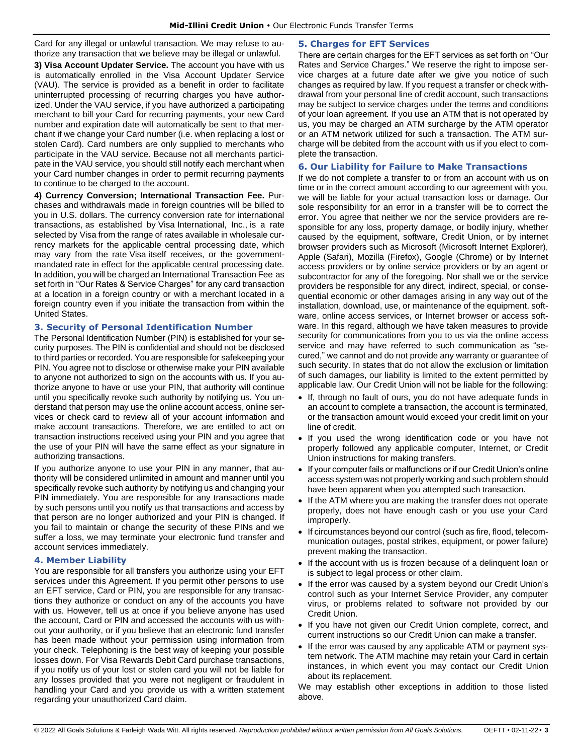Card for any illegal or unlawful transaction. We may refuse to authorize any transaction that we believe may be illegal or unlawful.

**3) Visa Account Updater Service.** The account you have with us is automatically enrolled in the Visa Account Updater Service (VAU). The service is provided as a benefit in order to facilitate uninterrupted processing of recurring charges you have authorized. Under the VAU service, if you have authorized a participating merchant to bill your Card for recurring payments, your new Card number and expiration date will automatically be sent to that merchant if we change your Card number (i.e. when replacing a lost or stolen Card). Card numbers are only supplied to merchants who participate in the VAU service. Because not all merchants participate in the VAU service, you should still notify each merchant when your Card number changes in order to permit recurring payments to continue to be charged to the account.

**4) Currency Conversion; International Transaction Fee.** Purchases and withdrawals made in foreign countries will be billed to you in U.S. dollars. The currency conversion rate for international transactions, as established by Visa International, Inc., is a rate selected by Visa from the range of rates available in wholesale currency markets for the applicable central processing date, which may vary from the rate Visa itself receives, or the government-mandated rate in effect for the applicable central processing date. In addition, you will be charged an International Transaction Fee as set forth in "Our Rates & Service Charges" for any card transaction at a location in a foreign country or with a merchant located in a foreign country even if you initiate the transaction from within the United States.

## 3. Security of Personal Identification Number

The Personal Identification Number (PIN) is established for your security purposes. The PIN is confidential and should not be disclosed to third parties or recorded. You are responsible for safekeeping your PIN. You agree not to disclose or otherwise make your PIN available to anyone not authorized to sign on the accounts with us. If you authorize anyone to have or use your PIN, that authority will continue until you specifically revoke such authority by notifying us. You understand that person may use the online account access, online services or check card to review all of your account information and make account transactions. Therefore, we are entitled to act on transaction instructions received using your PIN and you agree that the use of your PIN will have the same effect as your signature in authorizing transactions.

If you authorize anyone to use your PIN in any manner, that authority will be considered unlimited in amount and manner until you specifically revoke such authority by notifying us and changing your PIN immediately. You are responsible for any transactions made by such persons until you notify us that transactions and access by that person are no longer authorized and your PIN is changed. If you fail to maintain or change the security of these PINs and we suffer a loss, we may terminate your electronic fund transfer and account services immediately.

## 4. Member Liability

You are responsible for all transfers you authorize using your EFT services under this Agreement. If you permit other persons to use an EFT service, Card or PIN, you are responsible for any transactions they authorize or conduct on any of the accounts you have with us. However, tell us at once if you believe anyone has used the account, Card or PIN and accessed the accounts with us without your authority, or if you believe that an electronic fund transfer has been made without your permission using information from your check. Telephoning is the best way of keeping your possible losses down. For Visa Rewards Debit Card purchase transactions, if you notify us of your lost or stolen card you will not be liable for any losses provided that you were not negligent or fraudulent in handling your Card and you provide us with a written statement regarding your unauthorized Card claim.

## 5. Charges for EFT Services

There are certain charges for the EFT services as set forth on "Our Rates and Service Charges." We reserve the right to impose service charges at a future date after we give you notice of such changes as required by law. If you request a transfer or check withdrawal from your personal line of credit account, such transactions may be subject to service charges under the terms and conditions of your loan agreement. If you use an ATM that is not operated by us, you may be charged an ATM surcharge by the ATM operator or an ATM network utilized for such a transaction. The ATM surcharge will be debited from the account with us if you elect to complete the transaction.

## 6. Our Liability for Failure to Make Transactions

If we do not complete a transfer to or from an account with us on time or in the correct amount according to our agreement with you, we will be liable for your actual transaction loss or damage. Our sole responsibility for an error in a transfer will be to correct the error. You agree that neither we nor the service providers are responsible for any loss, property damage, or bodily injury, whether caused by the equipment, software, Credit Union, or by internet browser providers such as Microsoft (Microsoft Internet Explorer), Apple (Safari), Mozilla (Firefox), Google (Chrome) or by Internet access providers or by online service providers or by an agent or subcontractor for any of the foregoing. Nor shall we or the service providers be responsible for any direct, indirect, special, or consequential economic or other damages arising in any way out of the installation, download, use, or maintenance of the equipment, software, online access services, or Internet browser or access software. In this regard, although we have taken measures to provide security for communications from you to us via the online access service and may have referred to such communication as "secured," we cannot and do not provide any warranty or guarantee of such security. In states that do not allow the exclusion or limitation of such damages, our liability is limited to the extent permitted by applicable law. Our Credit Union will not be liable for the following:

- If, through no fault of ours, you do not have adequate funds in an account to complete a transaction, the account is terminated, or the transaction amount would exceed your credit limit on your line of credit.
- If you used the wrong identification code or you have not properly followed any applicable computer, Internet, or Credit Union instructions for making transfers.
- If your computer fails or malfunctions or if our Credit Union's online access system was not properly working and such problem should have been apparent when you attempted such transaction.
- If the ATM where you are making the transfer does not operate properly, does not have enough cash or you use your Card improperly.
- If circumstances beyond our control (such as fire, flood, telecommunication outages, postal strikes, equipment, or power failure) prevent making the transaction.
- If the account with us is frozen because of a delinquent loan or is subject to legal process or other claim.
- If the error was caused by a system beyond our Credit Union's control such as your Internet Service Provider, any computer virus, or problems related to software not provided by our Credit Union.
- If you have not given our Credit Union complete, correct, and current instructions so our Credit Union can make a transfer.
- If the error was caused by any applicable ATM or payment system network. The ATM machine may retain your Card in certain instances, in which event you may contact our Credit Union about its replacement.

We may establish other exceptions in addition to those listed above.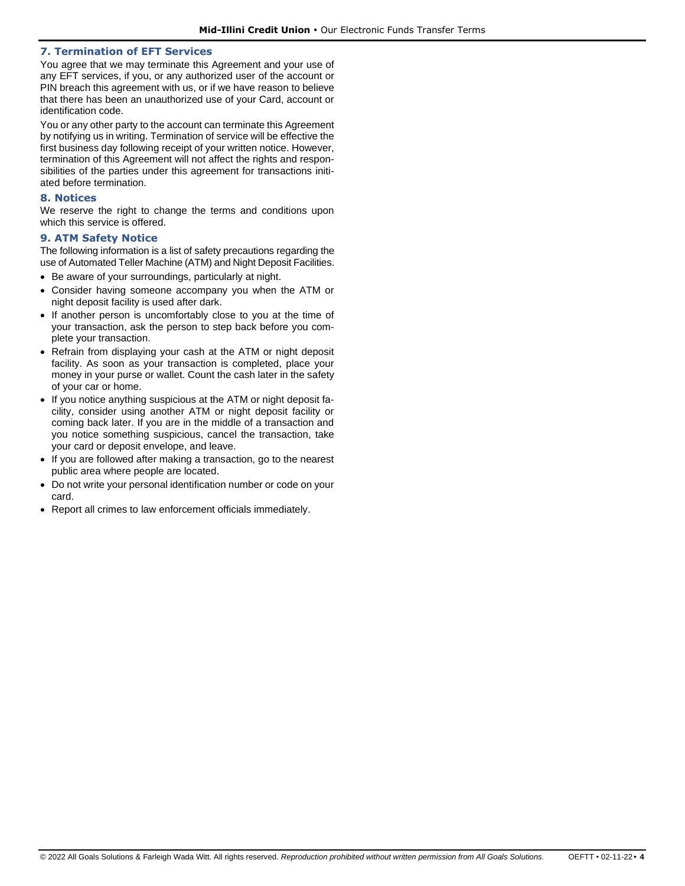## 7. Termination of EFT Services

You agree that we may terminate this Agreement and your use of any EFT services, if you, or any authorized user of the account or PIN breach this agreement with us, or if we have reason to believe that there has been an unauthorized use of your Card, account or identification code.

You or any other party to the account can terminate this Agreement by notifying us in writing. Termination of service will be effective the first business day following receipt of your written notice. However, termination of this Agreement will not affect the rights and responsibilities of the parties under this agreement for transactions initiated before termination.

## 8. Notices

We reserve the right to change the terms and conditions upon which this service is offered.

## 9. ATM Safety Notice

The following information is a list of safety precautions regarding the use of Automated Teller Machine (ATM) and Night Deposit Facilities.

- Be aware of your surroundings, particularly at night.
- Consider having someone accompany you when the ATM or night deposit facility is used after dark.
- If another person is uncomfortably close to you at the time of your transaction, ask the person to step back before you complete your transaction.
- Refrain from displaying your cash at the ATM or night deposit facility. As soon as your transaction is completed, place your money in your purse or wallet. Count the cash later in the safety of your car or home.
- If you notice anything suspicious at the ATM or night deposit facility, consider using another ATM or night deposit facility or coming back later. If you are in the middle of a transaction and you notice something suspicious, cancel the transaction, take your card or deposit envelope, and leave.
- If you are followed after making a transaction, go to the nearest public area where people are located.
- Do not write your personal identification number or code on your card.
- Report all crimes to law enforcement officials immediately.